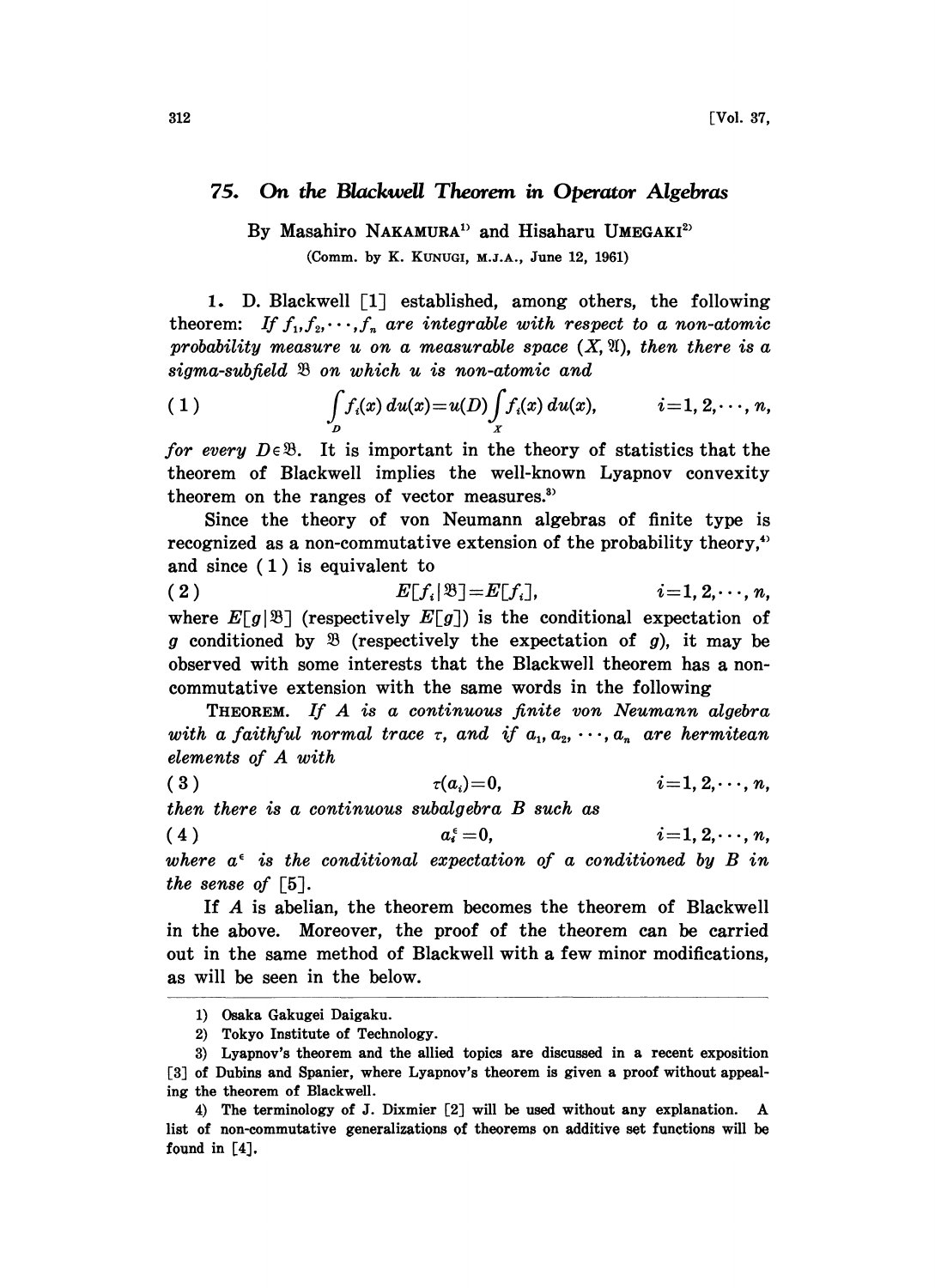# 75. On the Blackwell Theorem in Operator Algebras

By Masahiro NAKAMURA[1] and Hisaharu UMEGAKI[2]

(Comm. by K. KUNUGI, M.J.A., June 12, 1961)

1. D. Blackwell [1] established, among others, the following theorem: *If $f_1, f_2, \cdots, f_n$ are integrable with respect to a non-atomic probability measure $u$ on a measurable space $(X, \mathfrak{A})$, then there is a sigma-subfield $\mathfrak{B}$ on which $u$ is non-atomic and*

$$(1) \qquad \int_D f_i(x)\, du(x) = u(D) \int_X f_i(x)\, du(x), \qquad i=1,2,\cdots,n,$$

*for every $D \in \mathfrak{B}$.* It is important in the theory of statistics that the theorem of Blackwell implies the well-known Lyapnov convexity theorem on the ranges of vector measures.[3]

Since the theory of von Neumann algebras of finite type is recognized as a non-commutative extension of the probability theory,[4] and since (1) is equivalent to

$$(2) \qquad E[f_i \mid \mathfrak{B}] = E[f_i], \qquad i=1,2,\cdots,n,$$

where $E[g \mid \mathfrak{B}]$ (respectively $E[g]$) is the conditional expectation of $g$ conditioned by $\mathfrak{B}$ (respectively the expectation of $g$), it may be observed with some interests that the Blackwell theorem has a non-commutative extension with the same words in the following

THEOREM. *If $A$ is a continuous finite von Neumann algebra with a faithful normal trace $\tau$, and if $a_1, a_2, \cdots, a_n$ are hermitean elements of $A$ with*

$$(3) \qquad \tau(a_i) = 0, \qquad i=1,2,\cdots,n,$$

*then there is a continuous subalgebra $B$ such as*

$$(4) \qquad a_i^\epsilon = 0, \qquad i=1,2,\cdots,n,$$

*where $a^\epsilon$ is the conditional expectation of $a$ conditioned by $B$ in the sense of* [5].

If $A$ is abelian, the theorem becomes the theorem of Blackwell in the above. Moreover, the proof of the theorem can be carried out in the same method of Blackwell with a few minor modifications, as will be seen in the below.

---

1) Osaka Gakugei Daigaku.

2) Tokyo Institute of Technology.

3) Lyapnov's theorem and the allied topics are discussed in a recent exposition [3] of Dubins and Spanier, where Lyapnov's theorem is given a proof without appealing the theorem of Blackwell.

4) The terminology of J. Dixmier [2] will be used without any explanation. A list of non-commutative generalizations of theorems on additive set functions will be found in [4].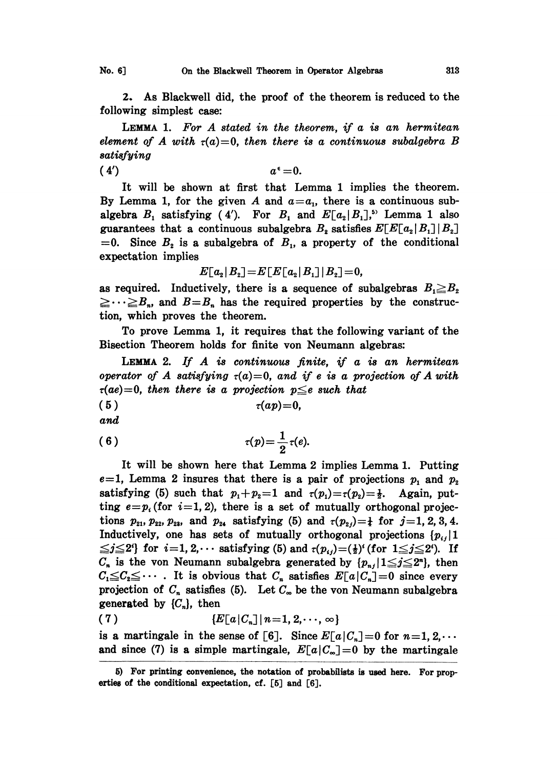2. As Blackwell did, the proof of the theorem is reduced to the following simplest case:

LEMMA 1. *For $A$ stated in the theorem, if $a$ is an hermitean element of $A$ with $\tau(a)=0$, then there is a continuous subalgebra $B$ satisfying*

$$(4') \qquad a^{\epsilon}=0.$$

It will be shown at first that Lemma 1 implies the theorem. By Lemma 1, for the given $A$ and $a=a_1$, there is a continuous subalgebra $B_1$ satisfying (4'). For $B_1$ and $E[a_2|B_1]$,[5] Lemma 1 also guarantees that a continuous subalgebra $B_2$ satisfies $E[E[a_2|B_1]|B_2]=0$. Since $B_2$ is a subalgebra of $B_1$, a property of the conditional expectation implies

$$E[a_2|B_2]=E[E[a_2|B_1]|B_2]=0,$$

as required. Inductively, there is a sequence of subalgebras $B_1 \geqq B_2 \geqq \cdots \geqq B_n$, and $B=B_n$ has the required properties by the construction, which proves the theorem.

To prove Lemma 1, it requires that the following variant of the Bisection Theorem holds for finite von Neumann algebras:

LEMMA 2. *If $A$ is continuous finite, if $a$ is an hermitean operator of $A$ satisfying $\tau(a)=0$, and if $e$ is a projection of $A$ with $\tau(ae)=0$, then there is a projection $p \leqq e$ such that*

$$(5) \qquad \tau(ap)=0,$$

*and*

$$(6) \qquad \tau(p)=\frac{1}{2}\tau(e).$$

It will be shown here that Lemma 2 implies Lemma 1. Putting $e=1$, Lemma 2 insures that there is a pair of projections $p_1$ and $p_2$ satisfying (5) such that $p_1+p_2=1$ and $\tau(p_1)=\tau(p_2)=\frac{1}{2}$. Again, putting $e=p_i$ (for $i=1,2$), there is a set of mutually orthogonal projections $p_{21}, p_{22}, p_{23}$, and $p_{24}$ satisfying (5) and $\tau(p_{2j})=\frac{1}{4}$ for $j=1,2,3,4$. Inductively, one has sets of mutually orthogonal projections $\{p_{ij}|1 \leqq j \leqq 2^i\}$ for $i=1,2,\cdots$ satisfying (5) and $\tau(p_{ij})=(\frac{1}{2})^i$ (for $1 \leqq j \leqq 2^i$). If $C_n$ is the von Neumann subalgebra generated by $\{p_{nj}|1 \leqq j \leqq 2^n\}$, then $C_1 \leqq C_2 \leqq \cdots$. It is obvious that $C_n$ satisfies $E[a|C_n]=0$ since every projection of $C_n$ satisfies (5). Let $C_\infty$ be the von Neumann subalgebra generated by $\{C_n\}$, then

$$(7) \qquad \{E[a|C_n] \,|\, n=1,2,\cdots,\infty\}$$

is a martingale in the sense of [6]. Since $E[a|C_n]=0$ for $n=1,2,\cdots$ and since (7) is a simple martingale, $E[a|C_\infty]=0$ by the martingale

5) For printing convenience, the notation of probabilists is used here. For properties of the conditional expectation, cf. [5] and [6].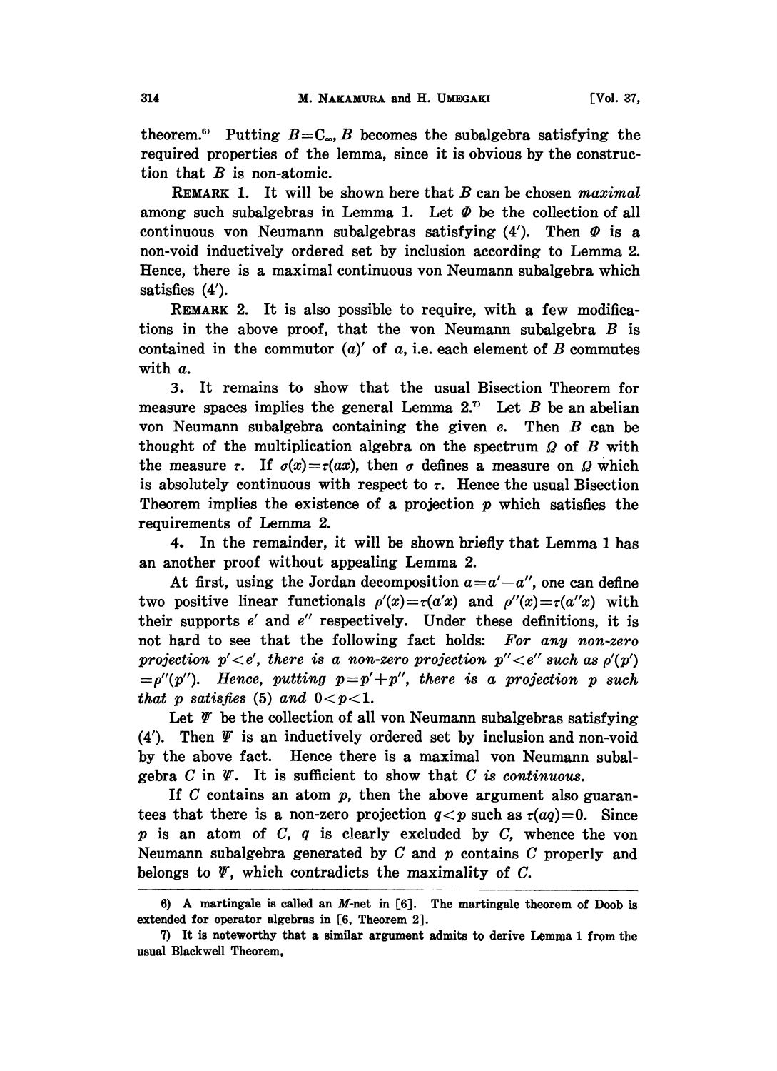theorem.[6] Putting $B = C_\infty$, $B$ becomes the subalgebra satisfying the required properties of the lemma, since it is obvious by the construction that $B$ is non-atomic.

REMARK 1. It will be shown here that $B$ can be chosen *maximal* among such subalgebras in Lemma 1. Let $\Phi$ be the collection of all continuous von Neumann subalgebras satisfying (4′). Then $\Phi$ is a non-void inductively ordered set by inclusion according to Lemma 2. Hence, there is a maximal continuous von Neumann subalgebra which satisfies (4′).

REMARK 2. It is also possible to require, with a few modifications in the above proof, that the von Neumann subalgebra $B$ is contained in the commutor $(a)'$ of $a$, i.e. each element of $B$ commutes with $a$.

3. It remains to show that the usual Bisection Theorem for measure spaces implies the general Lemma 2.[7] Let $B$ be an abelian von Neumann subalgebra containing the given $e$. Then $B$ can be thought of the multiplication algebra on the spectrum $\Omega$ of $B$ with the measure $\tau$. If $\sigma(x) = \tau(ax)$, then $\sigma$ defines a measure on $\Omega$ which is absolutely continuous with respect to $\tau$. Hence the usual Bisection Theorem implies the existence of a projection $p$ which satisfies the requirements of Lemma 2.

4. In the remainder, it will be shown briefly that Lemma 1 has an another proof without appealing Lemma 2.

At first, using the Jordan decomposition $a = a' - a''$, one can define two positive linear functionals $\rho'(x) = \tau(a'x)$ and $\rho''(x) = \tau(a''x)$ with their supports $e'$ and $e''$ respectively. Under these definitions, it is not hard to see that the following fact holds: *For any non-zero projection $p' < e'$, there is a non-zero projection $p'' < e''$ such as $\rho'(p') = \rho''(p'')$. Hence, putting $p = p' + p''$, there is a projection $p$ such that $p$ satisfies (5) and $0 < p < 1$.*

Let $\Psi$ be the collection of all von Neumann subalgebras satisfying (4′). Then $\Psi$ is an inductively ordered set by inclusion and non-void by the above fact. Hence there is a maximal von Neumann subalgebra $C$ in $\Psi$. It is sufficient to show that *$C$ is continuous.*

If $C$ contains an atom $p$, then the above argument also guarantees that there is a non-zero projection $q < p$ such as $\tau(aq) = 0$. Since $p$ is an atom of $C$, $q$ is clearly excluded by $C$, whence the von Neumann subalgebra generated by $C$ and $p$ contains $C$ properly and belongs to $\Psi$, which contradicts the maximality of $C$.

---

6) A martingale is called an $M$-net in [6]. The martingale theorem of Doob is extended for operator algebras in [6, Theorem 2].

7) It is noteworthy that a similar argument admits to derive Lemma 1 from the usual Blackwell Theorem.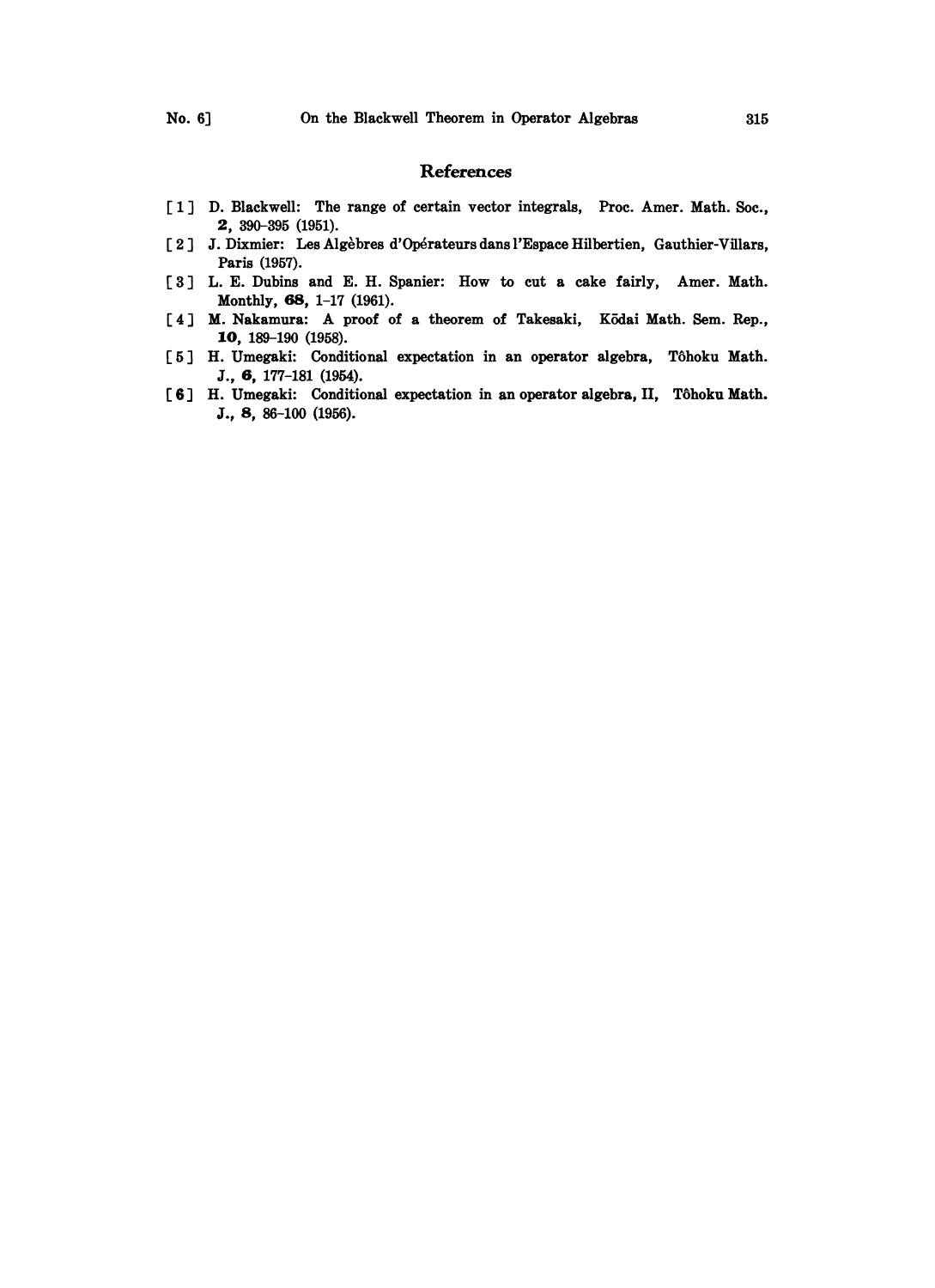## References

[1] D. Blackwell: The range of certain vector integrals, Proc. Amer. Math. Soc., **2**, 390–395 (1951).

[2] J. Dixmier: Les Algèbres d'Opérateurs dans l'Espace Hilbertien, Gauthier-Villars, Paris (1957).

[3] L. E. Dubins and E. H. Spanier: How to cut a cake fairly, Amer. Math. Monthly, **68**, 1–17 (1961).

[4] M. Nakamura: A proof of a theorem of Takesaki, Kōdai Math. Sem. Rep., **10**, 189–190 (1958).

[5] H. Umegaki: Conditional expectation in an operator algebra, Tôhoku Math. J., **6**, 177–181 (1954).

[6] H. Umegaki: Conditional expectation in an operator algebra, II, Tôhoku Math. J., **8**, 86–100 (1956).